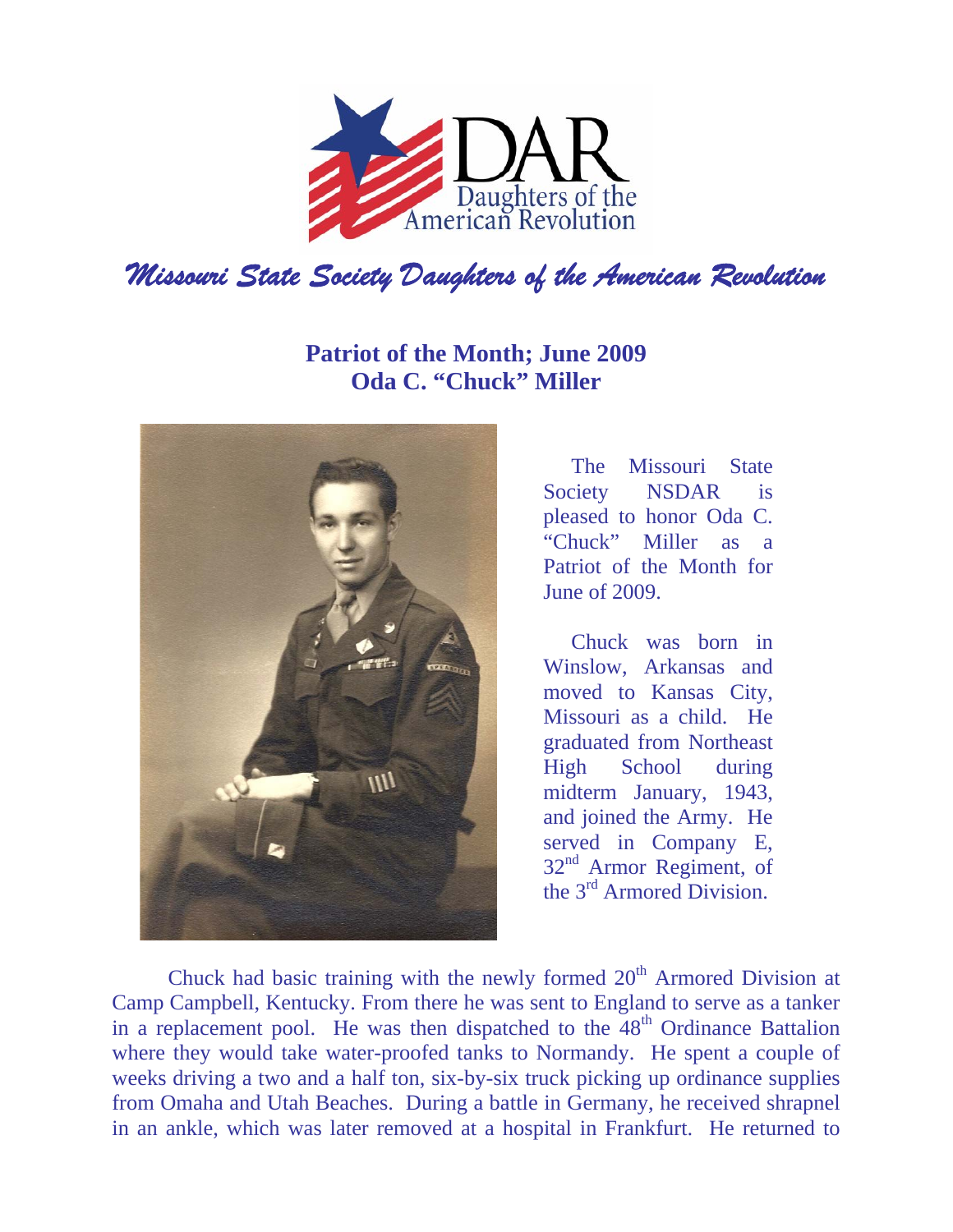# Missouri State Society Daughters of the American Revolution

## Patriot of the Month; June 2009
## Oda C. "Chuck" Miller

The Missouri State Society NSDAR is pleased to honor Oda C. "Chuck" Miller as a Patriot of the Month for June of 2009.

Chuck was born in Winslow, Arkansas and moved to Kansas City, Missouri as a child. He graduated from Northeast High School during midterm January, 1943, and joined the Army. He served in Company E, 32nd Armor Regiment, of the 3rd Armored Division.

Chuck had basic training with the newly formed 20th Armored Division at Camp Campbell, Kentucky. From there he was sent to England to serve as a tanker in a replacement pool. He was then dispatched to the 48th Ordinance Battalion where they would take water-proofed tanks to Normandy. He spent a couple of weeks driving a two and a half ton, six-by-six truck picking up ordinance supplies from Omaha and Utah Beaches. During a battle in Germany, he received shrapnel in an ankle, which was later removed at a hospital in Frankfurt. He returned to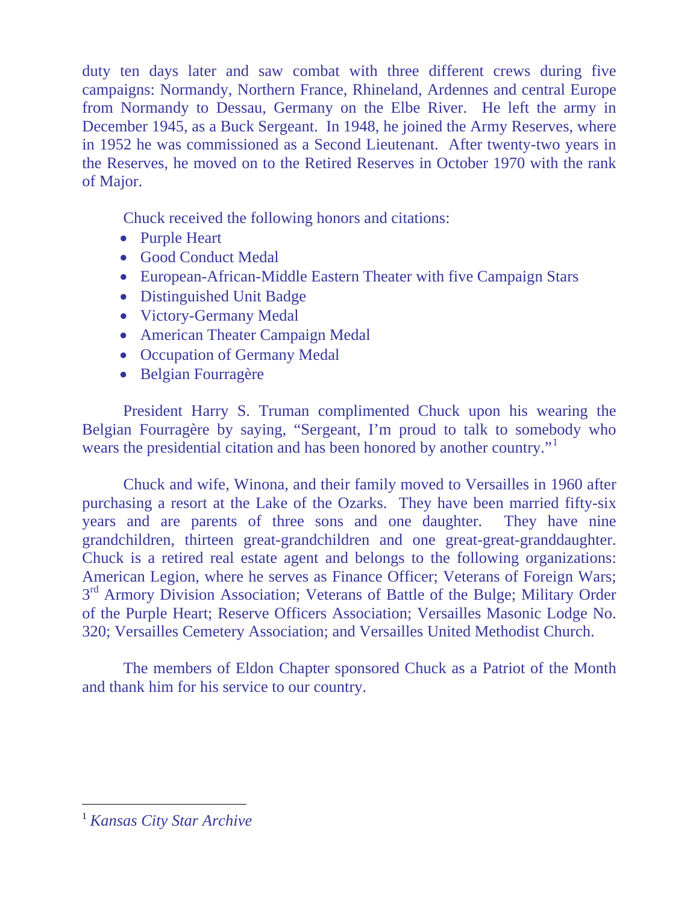duty ten days later and saw combat with three different crews during five campaigns: Normandy, Northern France, Rhineland, Ardennes and central Europe from Normandy to Dessau, Germany on the Elbe River. He left the army in December 1945, as a Buck Sergeant. In 1948, he joined the Army Reserves, where in 1952 he was commissioned as a Second Lieutenant. After twenty-two years in the Reserves, he moved on to the Retired Reserves in October 1970 with the rank of Major.

Chuck received the following honors and citations:

- Purple Heart
- Good Conduct Medal
- European-African-Middle Eastern Theater with five Campaign Stars
- Distinguished Unit Badge
- Victory-Germany Medal
- American Theater Campaign Medal
- Occupation of Germany Medal
- Belgian Fourragère

President Harry S. Truman complimented Chuck upon his wearing the Belgian Fourragère by saying, “Sergeant, I’m proud to talk to somebody who wears the presidential citation and has been honored by another country.”[1]

Chuck and wife, Winona, and their family moved to Versailles in 1960 after purchasing a resort at the Lake of the Ozarks. They have been married fifty-six years and are parents of three sons and one daughter. They have nine grandchildren, thirteen great-grandchildren and one great-great-granddaughter. Chuck is a retired real estate agent and belongs to the following organizations: American Legion, where he serves as Finance Officer; Veterans of Foreign Wars; 3rd Armory Division Association; Veterans of Battle of the Bulge; Military Order of the Purple Heart; Reserve Officers Association; Versailles Masonic Lodge No. 320; Versailles Cemetery Association; and Versailles United Methodist Church.

The members of Eldon Chapter sponsored Chuck as a Patriot of the Month and thank him for his service to our country.

---

[1] *Kansas City Star Archive*